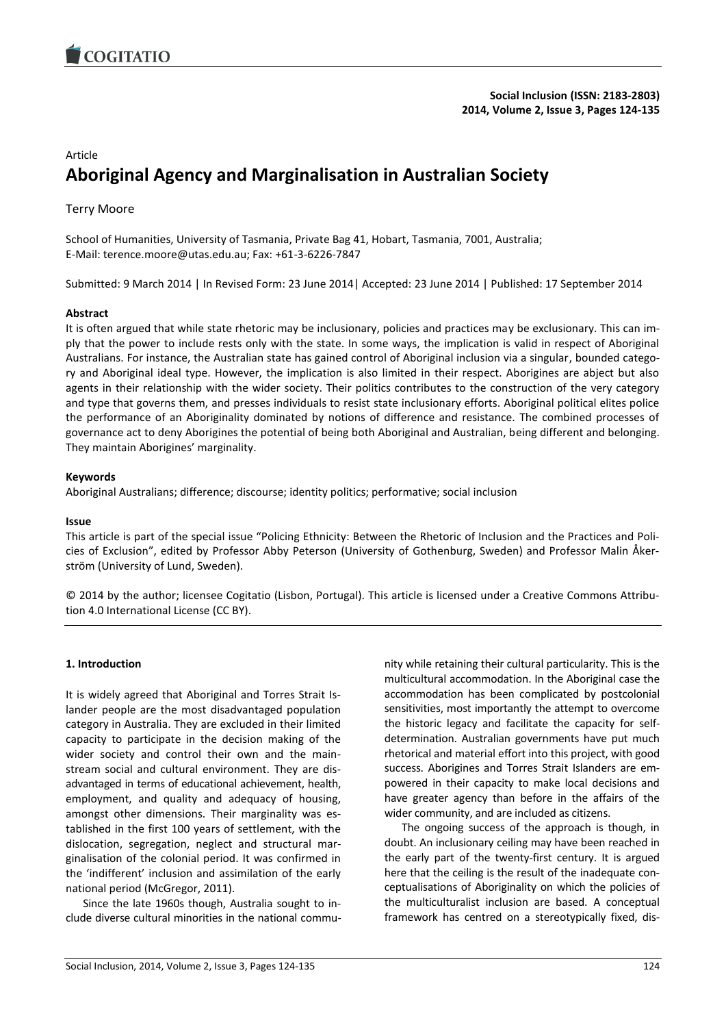Article

# Aboriginal Agency and Marginalisation in Australian Society

Terry Moore

School of Humanities, University of Tasmania, Private Bag 41, Hobart, Tasmania, 7001, Australia;
E-Mail: terence.moore@utas.edu.au; Fax: +61-3-6226-7847

Submitted: 9 March 2014 | In Revised Form: 23 June 2014| Accepted: 23 June 2014 | Published: 17 September 2014

**Abstract**

It is often argued that while state rhetoric may be inclusionary, policies and practices may be exclusionary. This can imply that the power to include rests only with the state. In some ways, the implication is valid in respect of Aboriginal Australians. For instance, the Australian state has gained control of Aboriginal inclusion via a singular, bounded category and Aboriginal ideal type. However, the implication is also limited in their respect. Aborigines are abject but also agents in their relationship with the wider society. Their politics contributes to the construction of the very category and type that governs them, and presses individuals to resist state inclusionary efforts. Aboriginal political elites police the performance of an Aboriginality dominated by notions of difference and resistance. The combined processes of governance act to deny Aborigines the potential of being both Aboriginal and Australian, being different and belonging. They maintain Aborigines' marginality.

**Keywords**

Aboriginal Australians; difference; discourse; identity politics; performative; social inclusion

**Issue**

This article is part of the special issue "Policing Ethnicity: Between the Rhetoric of Inclusion and the Practices and Policies of Exclusion", edited by Professor Abby Peterson (University of Gothenburg, Sweden) and Professor Malin Åkerström (University of Lund, Sweden).

© 2014 by the author; licensee Cogitatio (Lisbon, Portugal). This article is licensed under a Creative Commons Attribution 4.0 International License (CC BY).

## 1. Introduction

It is widely agreed that Aboriginal and Torres Strait Islander people are the most disadvantaged population category in Australia. They are excluded in their limited capacity to participate in the decision making of the wider society and control their own and the mainstream social and cultural environment. They are disadvantaged in terms of educational achievement, health, employment, and quality and adequacy of housing, amongst other dimensions. Their marginality was established in the first 100 years of settlement, with the dislocation, segregation, neglect and structural marginalisation of the colonial period. It was confirmed in the 'indifferent' inclusion and assimilation of the early national period (McGregor, 2011).

Since the late 1960s though, Australia sought to include diverse cultural minorities in the national community while retaining their cultural particularity. This is the multicultural accommodation. In the Aboriginal case the accommodation has been complicated by postcolonial sensitivities, most importantly the attempt to overcome the historic legacy and facilitate the capacity for self-determination. Australian governments have put much rhetorical and material effort into this project, with good success. Aborigines and Torres Strait Islanders are empowered in their capacity to make local decisions and have greater agency than before in the affairs of the wider community, and are included as citizens.

The ongoing success of the approach is though, in doubt. An inclusionary ceiling may have been reached in the early part of the twenty-first century. It is argued here that the ceiling is the result of the inadequate conceptualisations of Aboriginality on which the policies of the multiculturalist inclusion are based. A conceptual framework has centred on a stereotypically fixed, dis-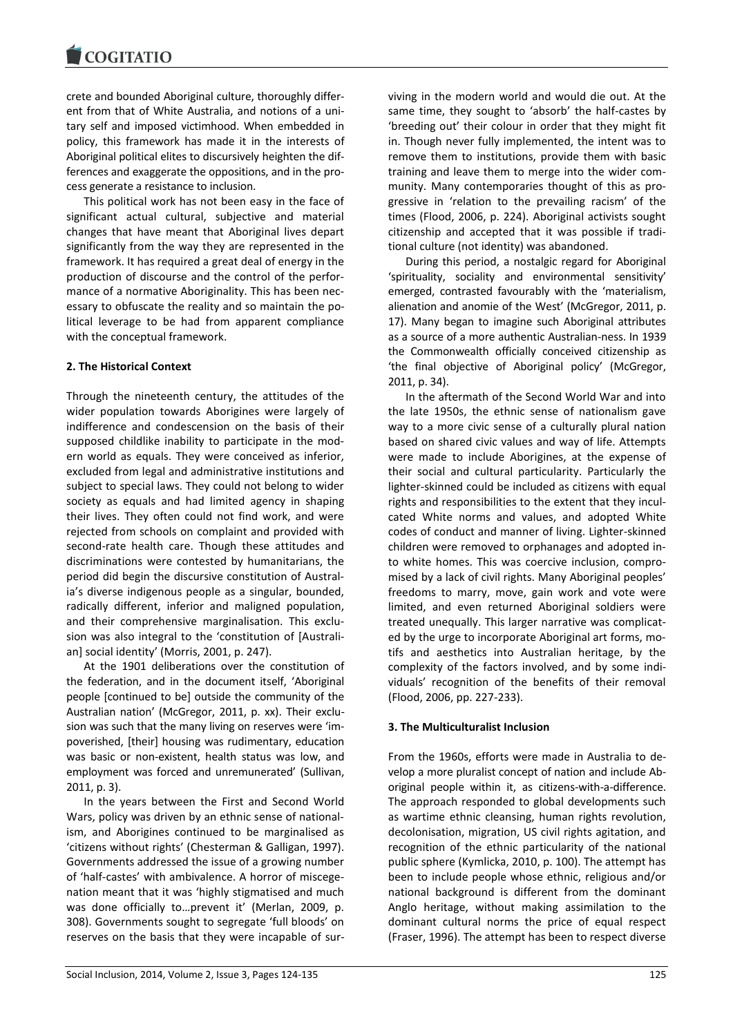crete and bounded Aboriginal culture, thoroughly different from that of White Australia, and notions of a unitary self and imposed victimhood. When embedded in policy, this framework has made it in the interests of Aboriginal political elites to discursively heighten the differences and exaggerate the oppositions, and in the process generate a resistance to inclusion.

This political work has not been easy in the face of significant actual cultural, subjective and material changes that have meant that Aboriginal lives depart significantly from the way they are represented in the framework. It has required a great deal of energy in the production of discourse and the control of the performance of a normative Aboriginality. This has been necessary to obfuscate the reality and so maintain the political leverage to be had from apparent compliance with the conceptual framework.

## 2. The Historical Context

Through the nineteenth century, the attitudes of the wider population towards Aborigines were largely of indifference and condescension on the basis of their supposed childlike inability to participate in the modern world as equals. They were conceived as inferior, excluded from legal and administrative institutions and subject to special laws. They could not belong to wider society as equals and had limited agency in shaping their lives. They often could not find work, and were rejected from schools on complaint and provided with second-rate health care. Though these attitudes and discriminations were contested by humanitarians, the period did begin the discursive constitution of Australia's diverse indigenous people as a singular, bounded, radically different, inferior and maligned population, and their comprehensive marginalisation. This exclusion was also integral to the 'constitution of [Australian] social identity' (Morris, 2001, p. 247).

At the 1901 deliberations over the constitution of the federation, and in the document itself, 'Aboriginal people [continued to be] outside the community of the Australian nation' (McGregor, 2011, p. xx). Their exclusion was such that the many living on reserves were 'impoverished, [their] housing was rudimentary, education was basic or non-existent, health status was low, and employment was forced and unremunerated' (Sullivan, 2011, p. 3).

In the years between the First and Second World Wars, policy was driven by an ethnic sense of nationalism, and Aborigines continued to be marginalised as 'citizens without rights' (Chesterman & Galligan, 1997). Governments addressed the issue of a growing number of 'half-castes' with ambivalence. A horror of miscegenation meant that it was 'highly stigmatised and much was done officially to…prevent it' (Merlan, 2009, p. 308). Governments sought to segregate 'full bloods' on reserves on the basis that they were incapable of surviving in the modern world and would die out. At the same time, they sought to 'absorb' the half-castes by 'breeding out' their colour in order that they might fit in. Though never fully implemented, the intent was to remove them to institutions, provide them with basic training and leave them to merge into the wider community. Many contemporaries thought of this as progressive in 'relation to the prevailing racism' of the times (Flood, 2006, p. 224). Aboriginal activists sought citizenship and accepted that it was possible if traditional culture (not identity) was abandoned.

During this period, a nostalgic regard for Aboriginal 'spirituality, sociality and environmental sensitivity' emerged, contrasted favourably with the 'materialism, alienation and anomie of the West' (McGregor, 2011, p. 17). Many began to imagine such Aboriginal attributes as a source of a more authentic Australian-ness. In 1939 the Commonwealth officially conceived citizenship as 'the final objective of Aboriginal policy' (McGregor, 2011, p. 34).

In the aftermath of the Second World War and into the late 1950s, the ethnic sense of nationalism gave way to a more civic sense of a culturally plural nation based on shared civic values and way of life. Attempts were made to include Aborigines, at the expense of their social and cultural particularity. Particularly the lighter-skinned could be included as citizens with equal rights and responsibilities to the extent that they inculcated White norms and values, and adopted White codes of conduct and manner of living. Lighter-skinned children were removed to orphanages and adopted into white homes. This was coercive inclusion, compromised by a lack of civil rights. Many Aboriginal peoples' freedoms to marry, move, gain work and vote were limited, and even returned Aboriginal soldiers were treated unequally. This larger narrative was complicated by the urge to incorporate Aboriginal art forms, motifs and aesthetics into Australian heritage, by the complexity of the factors involved, and by some individuals' recognition of the benefits of their removal (Flood, 2006, pp. 227-233).

## 3. The Multiculturalist Inclusion

From the 1960s, efforts were made in Australia to develop a more pluralist concept of nation and include Aboriginal people within it, as citizens-with-a-difference. The approach responded to global developments such as wartime ethnic cleansing, human rights revolution, decolonisation, migration, US civil rights agitation, and recognition of the ethnic particularity of the national public sphere (Kymlicka, 2010, p. 100). The attempt has been to include people whose ethnic, religious and/or national background is different from the dominant Anglo heritage, without making assimilation to the dominant cultural norms the price of equal respect (Fraser, 1996). The attempt has been to respect diverse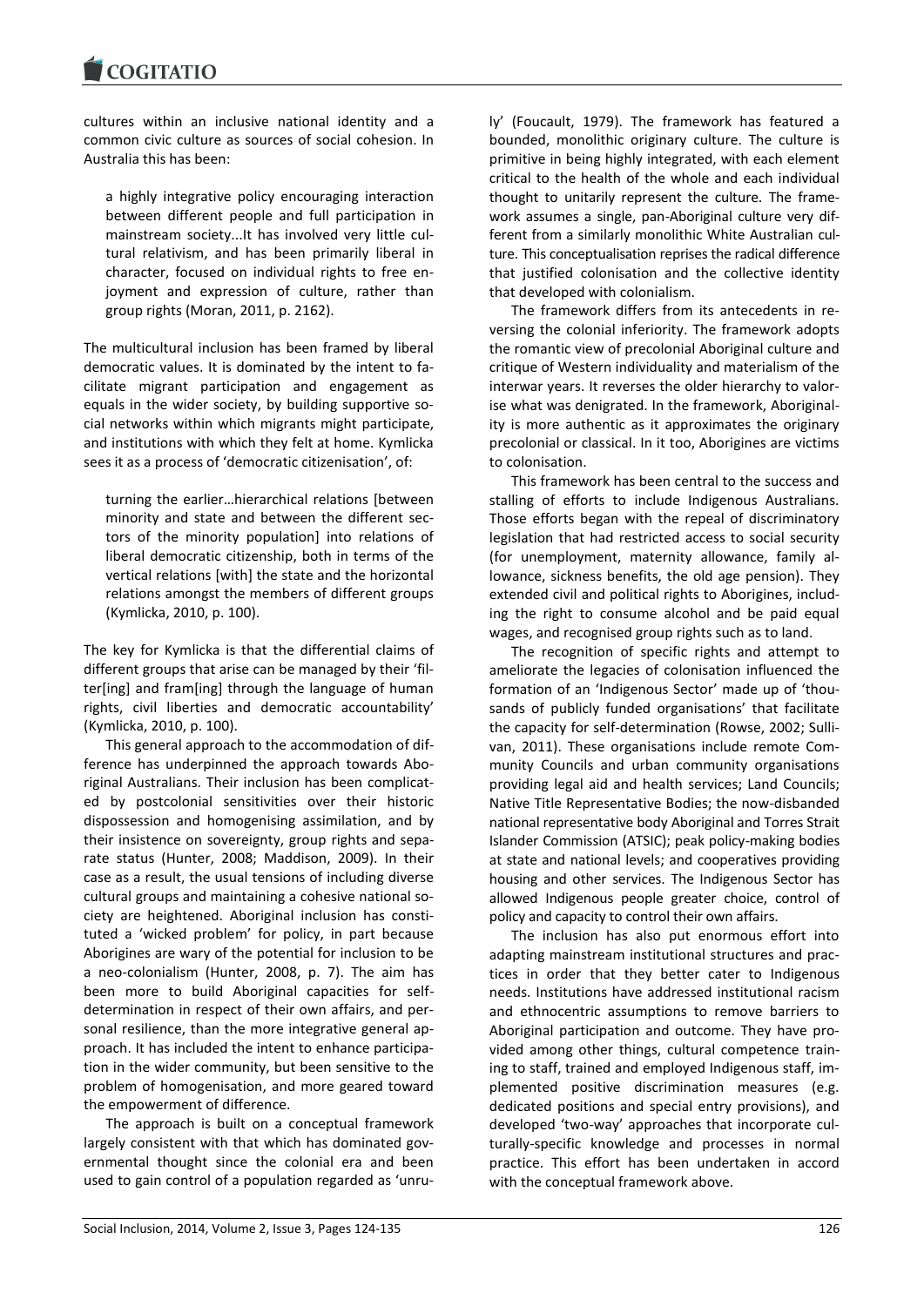cultures within an inclusive national identity and a common civic culture as sources of social cohesion. In Australia this has been:

> a highly integrative policy encouraging interaction between different people and full participation in mainstream society...It has involved very little cultural relativism, and has been primarily liberal in character, focused on individual rights to free enjoyment and expression of culture, rather than group rights (Moran, 2011, p. 2162).

The multicultural inclusion has been framed by liberal democratic values. It is dominated by the intent to facilitate migrant participation and engagement as equals in the wider society, by building supportive social networks within which migrants might participate, and institutions with which they felt at home. Kymlicka sees it as a process of 'democratic citizenisation', of:

> turning the earlier…hierarchical relations [between minority and state and between the different sectors of the minority population] into relations of liberal democratic citizenship, both in terms of the vertical relations [with] the state and the horizontal relations amongst the members of different groups (Kymlicka, 2010, p. 100).

The key for Kymlicka is that the differential claims of different groups that arise can be managed by their 'filter[ing] and fram[ing] through the language of human rights, civil liberties and democratic accountability' (Kymlicka, 2010, p. 100).

This general approach to the accommodation of difference has underpinned the approach towards Aboriginal Australians. Their inclusion has been complicated by postcolonial sensitivities over their historic dispossession and homogenising assimilation, and by their insistence on sovereignty, group rights and separate status (Hunter, 2008; Maddison, 2009). In their case as a result, the usual tensions of including diverse cultural groups and maintaining a cohesive national society are heightened. Aboriginal inclusion has constituted a 'wicked problem' for policy, in part because Aborigines are wary of the potential for inclusion to be a neo-colonialism (Hunter, 2008, p. 7). The aim has been more to build Aboriginal capacities for self-determination in respect of their own affairs, and personal resilience, than the more integrative general approach. It has included the intent to enhance participation in the wider community, but been sensitive to the problem of homogenisation, and more geared toward the empowerment of difference.

The approach is built on a conceptual framework largely consistent with that which has dominated governmental thought since the colonial era and been used to gain control of a population regarded as 'unruly' (Foucault, 1979). The framework has featured a bounded, monolithic originary culture. The culture is primitive in being highly integrated, with each element critical to the health of the whole and each individual thought to unitarily represent the culture. The framework assumes a single, pan-Aboriginal culture very different from a similarly monolithic White Australian culture. This conceptualisation reprises the radical difference that justified colonisation and the collective identity that developed with colonialism.

The framework differs from its antecedents in reversing the colonial inferiority. The framework adopts the romantic view of precolonial Aboriginal culture and critique of Western individuality and materialism of the interwar years. It reverses the older hierarchy to valorise what was denigrated. In the framework, Aboriginality is more authentic as it approximates the originary precolonial or classical. In it too, Aborigines are victims to colonisation.

This framework has been central to the success and stalling of efforts to include Indigenous Australians. Those efforts began with the repeal of discriminatory legislation that had restricted access to social security (for unemployment, maternity allowance, family allowance, sickness benefits, the old age pension). They extended civil and political rights to Aborigines, including the right to consume alcohol and be paid equal wages, and recognised group rights such as to land.

The recognition of specific rights and attempt to ameliorate the legacies of colonisation influenced the formation of an 'Indigenous Sector' made up of 'thousands of publicly funded organisations' that facilitate the capacity for self-determination (Rowse, 2002; Sullivan, 2011). These organisations include remote Community Councils and urban community organisations providing legal aid and health services; Land Councils; Native Title Representative Bodies; the now-disbanded national representative body Aboriginal and Torres Strait Islander Commission (ATSIC); peak policy-making bodies at state and national levels; and cooperatives providing housing and other services. The Indigenous Sector has allowed Indigenous people greater choice, control of policy and capacity to control their own affairs.

The inclusion has also put enormous effort into adapting mainstream institutional structures and practices in order that they better cater to Indigenous needs. Institutions have addressed institutional racism and ethnocentric assumptions to remove barriers to Aboriginal participation and outcome. They have provided among other things, cultural competence training to staff, trained and employed Indigenous staff, implemented positive discrimination measures (e.g. dedicated positions and special entry provisions), and developed 'two-way' approaches that incorporate culturally-specific knowledge and processes in normal practice. This effort has been undertaken in accord with the conceptual framework above.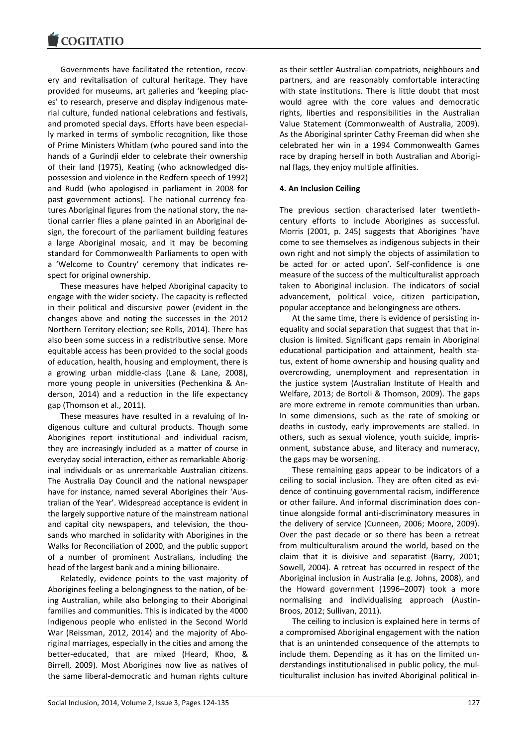Governments have facilitated the retention, recovery and revitalisation of cultural heritage. They have provided for museums, art galleries and 'keeping places' to research, preserve and display indigenous material culture, funded national celebrations and festivals, and promoted special days. Efforts have been especially marked in terms of symbolic recognition, like those of Prime Ministers Whitlam (who poured sand into the hands of a Gurindji elder to celebrate their ownership of their land (1975), Keating (who acknowledged dispossession and violence in the Redfern speech of 1992) and Rudd (who apologised in parliament in 2008 for past government actions). The national currency features Aboriginal figures from the national story, the national carrier flies a plane painted in an Aboriginal design, the forecourt of the parliament building features a large Aboriginal mosaic, and it may be becoming standard for Commonwealth Parliaments to open with a 'Welcome to Country' ceremony that indicates respect for original ownership.

These measures have helped Aboriginal capacity to engage with the wider society. The capacity is reflected in their political and discursive power (evident in the changes above and noting the successes in the 2012 Northern Territory election; see Rolls, 2014). There has also been some success in a redistributive sense. More equitable access has been provided to the social goods of education, health, housing and employment, there is a growing urban middle-class (Lane & Lane, 2008), more young people in universities (Pechenkina & Anderson, 2014) and a reduction in the life expectancy gap (Thomson et al., 2011).

These measures have resulted in a revaluing of Indigenous culture and cultural products. Though some Aborigines report institutional and individual racism, they are increasingly included as a matter of course in everyday social interaction, either as remarkable Aboriginal individuals or as unremarkable Australian citizens. The Australia Day Council and the national newspaper have for instance, named several Aborigines their 'Australian of the Year'. Widespread acceptance is evident in the largely supportive nature of the mainstream national and capital city newspapers, and television, the thousands who marched in solidarity with Aborigines in the Walks for Reconciliation of 2000, and the public support of a number of prominent Australians, including the head of the largest bank and a mining billionaire.

Relatedly, evidence points to the vast majority of Aborigines feeling a belongingness to the nation, of being Australian, while also belonging to their Aboriginal families and communities. This is indicated by the 4000 Indigenous people who enlisted in the Second World War (Reissman, 2012, 2014) and the majority of Aboriginal marriages, especially in the cities and among the better-educated, that are mixed (Heard, Khoo, & Birrell, 2009). Most Aborigines now live as natives of the same liberal-democratic and human rights culture as their settler Australian compatriots, neighbours and partners, and are reasonably comfortable interacting with state institutions. There is little doubt that most would agree with the core values and democratic rights, liberties and responsibilities in the Australian Value Statement (Commonwealth of Australia, 2009). As the Aboriginal sprinter Cathy Freeman did when she celebrated her win in a 1994 Commonwealth Games race by draping herself in both Australian and Aboriginal flags, they enjoy multiple affinities.

## 4. An Inclusion Ceiling

The previous section characterised later twentieth-century efforts to include Aborigines as successful. Morris (2001, p. 245) suggests that Aborigines 'have come to see themselves as indigenous subjects in their own right and not simply the objects of assimilation to be acted for or acted upon'. Self-confidence is one measure of the success of the multiculturalist approach taken to Aboriginal inclusion. The indicators of social advancement, political voice, citizen participation, popular acceptance and belongingness are others.

At the same time, there is evidence of persisting inequality and social separation that suggest that that inclusion is limited. Significant gaps remain in Aboriginal educational participation and attainment, health status, extent of home ownership and housing quality and overcrowding, unemployment and representation in the justice system (Australian Institute of Health and Welfare, 2013; de Bortoli & Thomson, 2009). The gaps are more extreme in remote communities than urban. In some dimensions, such as the rate of smoking or deaths in custody, early improvements are stalled. In others, such as sexual violence, youth suicide, imprisonment, substance abuse, and literacy and numeracy, the gaps may be worsening.

These remaining gaps appear to be indicators of a ceiling to social inclusion. They are often cited as evidence of continuing governmental racism, indifference or other failure. And informal discrimination does continue alongside formal anti-discriminatory measures in the delivery of service (Cunneen, 2006; Moore, 2009). Over the past decade or so there has been a retreat from multiculturalism around the world, based on the claim that it is divisive and separatist (Barry, 2001; Sowell, 2004). A retreat has occurred in respect of the Aboriginal inclusion in Australia (e.g. Johns, 2008), and the Howard government (1996–2007) took a more normalising and individualising approach (Austin-Broos, 2012; Sullivan, 2011).

The ceiling to inclusion is explained here in terms of a compromised Aboriginal engagement with the nation that is an unintended consequence of the attempts to include them. Depending as it has on the limited understandings institutionalised in public policy, the multiculturalist inclusion has invited Aboriginal political in-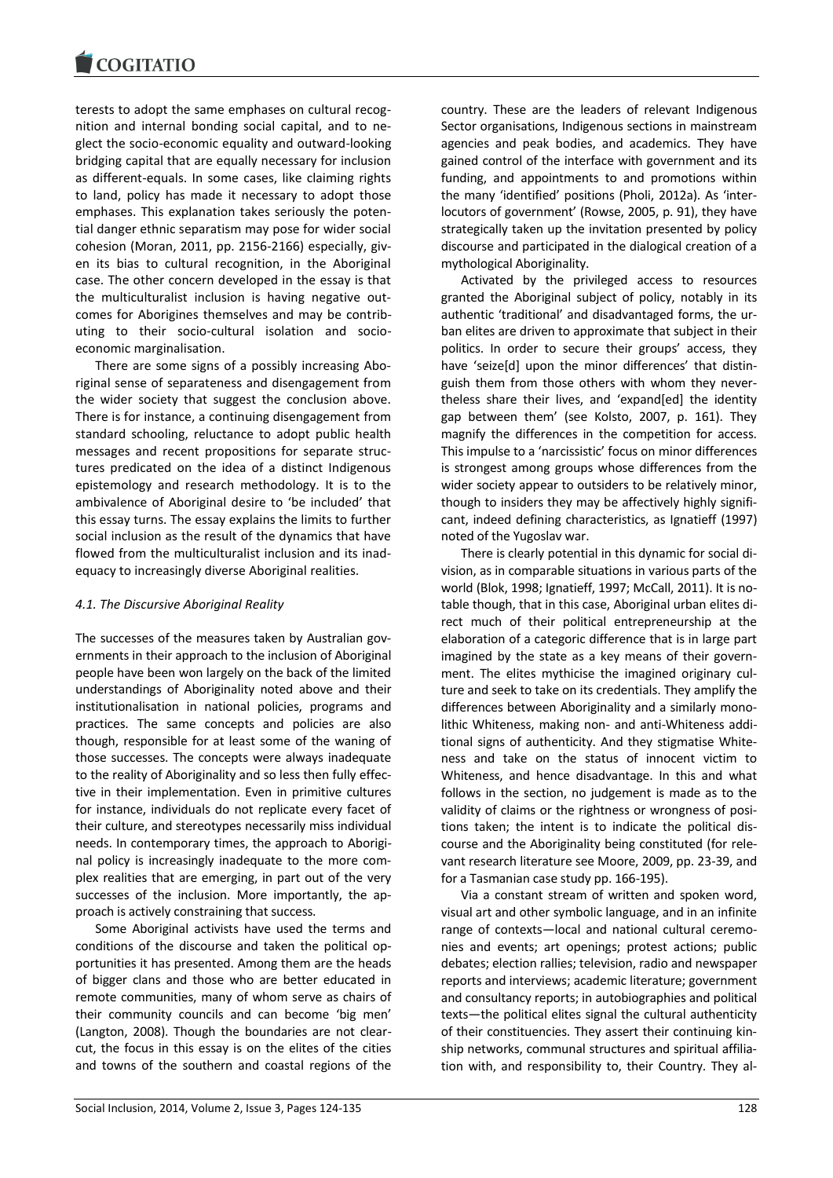terests to adopt the same emphases on cultural recognition and internal bonding social capital, and to neglect the socio-economic equality and outward-looking bridging capital that are equally necessary for inclusion as different-equals. In some cases, like claiming rights to land, policy has made it necessary to adopt those emphases. This explanation takes seriously the potential danger ethnic separatism may pose for wider social cohesion (Moran, 2011, pp. 2156-2166) especially, given its bias to cultural recognition, in the Aboriginal case. The other concern developed in the essay is that the multiculturalist inclusion is having negative outcomes for Aborigines themselves and may be contributing to their socio-cultural isolation and socio-economic marginalisation.

There are some signs of a possibly increasing Aboriginal sense of separateness and disengagement from the wider society that suggest the conclusion above. There is for instance, a continuing disengagement from standard schooling, reluctance to adopt public health messages and recent propositions for separate structures predicated on the idea of a distinct Indigenous epistemology and research methodology. It is to the ambivalence of Aboriginal desire to 'be included' that this essay turns. The essay explains the limits to further social inclusion as the result of the dynamics that have flowed from the multiculturalist inclusion and its inadequacy to increasingly diverse Aboriginal realities.

### *4.1. The Discursive Aboriginal Reality*

The successes of the measures taken by Australian governments in their approach to the inclusion of Aboriginal people have been won largely on the back of the limited understandings of Aboriginality noted above and their institutionalisation in national policies, programs and practices. The same concepts and policies are also though, responsible for at least some of the waning of those successes. The concepts were always inadequate to the reality of Aboriginality and so less then fully effective in their implementation. Even in primitive cultures for instance, individuals do not replicate every facet of their culture, and stereotypes necessarily miss individual needs. In contemporary times, the approach to Aboriginal policy is increasingly inadequate to the more complex realities that are emerging, in part out of the very successes of the inclusion. More importantly, the approach is actively constraining that success.

Some Aboriginal activists have used the terms and conditions of the discourse and taken the political opportunities it has presented. Among them are the heads of bigger clans and those who are better educated in remote communities, many of whom serve as chairs of their community councils and can become 'big men' (Langton, 2008). Though the boundaries are not clear-cut, the focus in this essay is on the elites of the cities and towns of the southern and coastal regions of the country. These are the leaders of relevant Indigenous Sector organisations, Indigenous sections in mainstream agencies and peak bodies, and academics. They have gained control of the interface with government and its funding, and appointments to and promotions within the many 'identified' positions (Pholi, 2012a). As 'interlocutors of government' (Rowse, 2005, p. 91), they have strategically taken up the invitation presented by policy discourse and participated in the dialogical creation of a mythological Aboriginality.

Activated by the privileged access to resources granted the Aboriginal subject of policy, notably in its authentic 'traditional' and disadvantaged forms, the urban elites are driven to approximate that subject in their politics. In order to secure their groups' access, they have 'seize[d] upon the minor differences' that distinguish them from those others with whom they nevertheless share their lives, and 'expand[ed] the identity gap between them' (see Kolsto, 2007, p. 161). They magnify the differences in the competition for access. This impulse to a 'narcissistic' focus on minor differences is strongest among groups whose differences from the wider society appear to outsiders to be relatively minor, though to insiders they may be affectively highly significant, indeed defining characteristics, as Ignatieff (1997) noted of the Yugoslav war.

There is clearly potential in this dynamic for social division, as in comparable situations in various parts of the world (Blok, 1998; Ignatieff, 1997; McCall, 2011). It is notable though, that in this case, Aboriginal urban elites direct much of their political entrepreneurship at the elaboration of a categoric difference that is in large part imagined by the state as a key means of their government. The elites mythicise the imagined originary culture and seek to take on its credentials. They amplify the differences between Aboriginality and a similarly monolithic Whiteness, making non- and anti-Whiteness additional signs of authenticity. And they stigmatise Whiteness and take on the status of innocent victim to Whiteness, and hence disadvantage. In this and what follows in the section, no judgement is made as to the validity of claims or the rightness or wrongness of positions taken; the intent is to indicate the political discourse and the Aboriginality being constituted (for relevant research literature see Moore, 2009, pp. 23-39, and for a Tasmanian case study pp. 166-195).

Via a constant stream of written and spoken word, visual art and other symbolic language, and in an infinite range of contexts—local and national cultural ceremonies and events; art openings; protest actions; public debates; election rallies; television, radio and newspaper reports and interviews; academic literature; government and consultancy reports; in autobiographies and political texts—the political elites signal the cultural authenticity of their constituencies. They assert their continuing kinship networks, communal structures and spiritual affiliation with, and responsibility to, their Country. They al-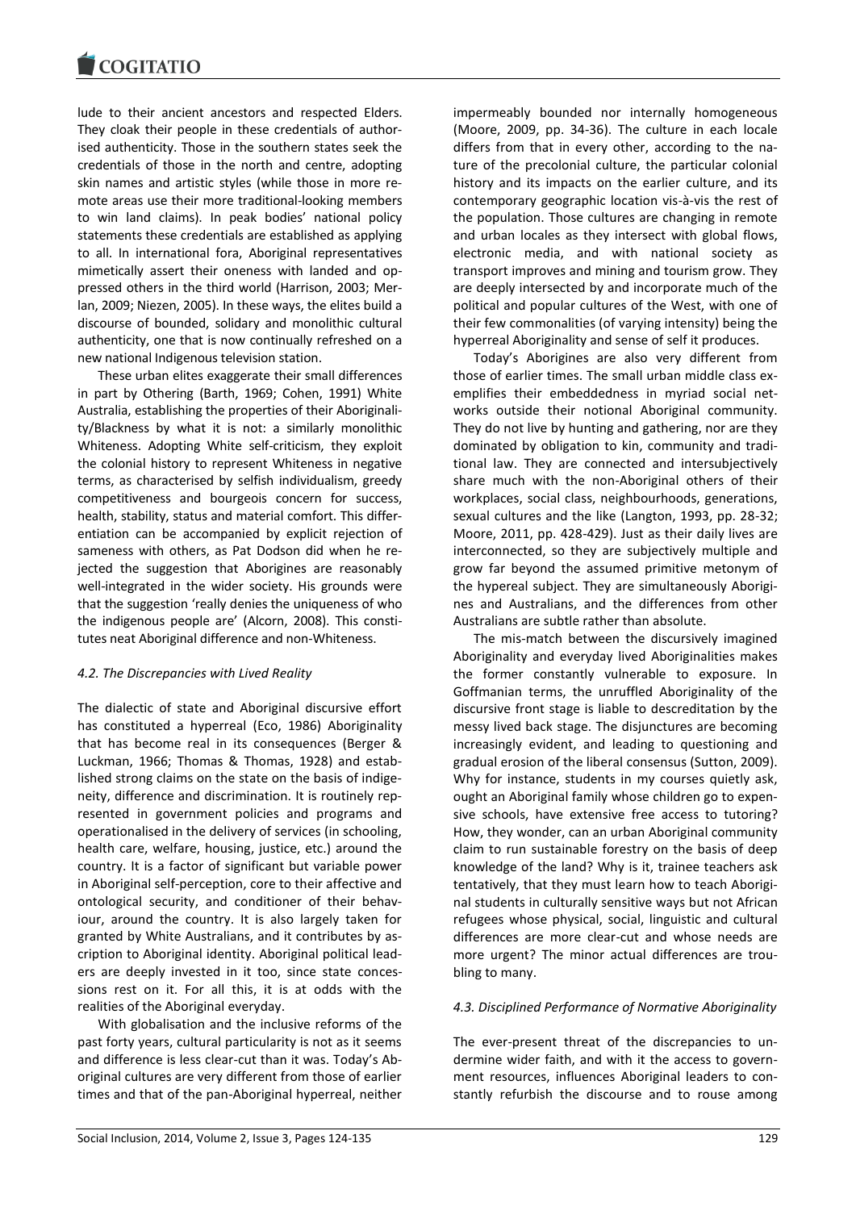lude to their ancient ancestors and respected Elders. They cloak their people in these credentials of authorised authenticity. Those in the southern states seek the credentials of those in the north and centre, adopting skin names and artistic styles (while those in more remote areas use their more traditional-looking members to win land claims). In peak bodies' national policy statements these credentials are established as applying to all. In international fora, Aboriginal representatives mimetically assert their oneness with landed and oppressed others in the third world (Harrison, 2003; Merlan, 2009; Niezen, 2005). In these ways, the elites build a discourse of bounded, solidary and monolithic cultural authenticity, one that is now continually refreshed on a new national Indigenous television station.

These urban elites exaggerate their small differences in part by Othering (Barth, 1969; Cohen, 1991) White Australia, establishing the properties of their Aboriginality/Blackness by what it is not: a similarly monolithic Whiteness. Adopting White self-criticism, they exploit the colonial history to represent Whiteness in negative terms, as characterised by selfish individualism, greedy competitiveness and bourgeois concern for success, health, stability, status and material comfort. This differentiation can be accompanied by explicit rejection of sameness with others, as Pat Dodson did when he rejected the suggestion that Aborigines are reasonably well-integrated in the wider society. His grounds were that the suggestion 'really denies the uniqueness of who the indigenous people are' (Alcorn, 2008). This constitutes neat Aboriginal difference and non-Whiteness.

### *4.2. The Discrepancies with Lived Reality*

The dialectic of state and Aboriginal discursive effort has constituted a hyperreal (Eco, 1986) Aboriginality that has become real in its consequences (Berger & Luckman, 1966; Thomas & Thomas, 1928) and established strong claims on the state on the basis of indigeneity, difference and discrimination. It is routinely represented in government policies and programs and operationalised in the delivery of services (in schooling, health care, welfare, housing, justice, etc.) around the country. It is a factor of significant but variable power in Aboriginal self-perception, core to their affective and ontological security, and conditioner of their behaviour, around the country. It is also largely taken for granted by White Australians, and it contributes by ascription to Aboriginal identity. Aboriginal political leaders are deeply invested in it too, since state concessions rest on it. For all this, it is at odds with the realities of the Aboriginal everyday.

With globalisation and the inclusive reforms of the past forty years, cultural particularity is not as it seems and difference is less clear-cut than it was. Today's Aboriginal cultures are very different from those of earlier times and that of the pan-Aboriginal hyperreal, neither impermeably bounded nor internally homogeneous (Moore, 2009, pp. 34-36). The culture in each locale differs from that in every other, according to the nature of the precolonial culture, the particular colonial history and its impacts on the earlier culture, and its contemporary geographic location vis-à-vis the rest of the population. Those cultures are changing in remote and urban locales as they intersect with global flows, electronic media, and with national society as transport improves and mining and tourism grow. They are deeply intersected by and incorporate much of the political and popular cultures of the West, with one of their few commonalities (of varying intensity) being the hyperreal Aboriginality and sense of self it produces.

Today's Aborigines are also very different from those of earlier times. The small urban middle class exemplifies their embeddedness in myriad social networks outside their notional Aboriginal community. They do not live by hunting and gathering, nor are they dominated by obligation to kin, community and traditional law. They are connected and intersubjectively share much with the non-Aboriginal others of their workplaces, social class, neighbourhoods, generations, sexual cultures and the like (Langton, 1993, pp. 28-32; Moore, 2011, pp. 428-429). Just as their daily lives are interconnected, so they are subjectively multiple and grow far beyond the assumed primitive metonym of the hypereal subject. They are simultaneously Aborigines and Australians, and the differences from other Australians are subtle rather than absolute.

The mis-match between the discursively imagined Aboriginality and everyday lived Aboriginalities makes the former constantly vulnerable to exposure. In Goffmanian terms, the unruffled Aboriginality of the discursive front stage is liable to descreditation by the messy lived back stage. The disjunctures are becoming increasingly evident, and leading to questioning and gradual erosion of the liberal consensus (Sutton, 2009). Why for instance, students in my courses quietly ask, ought an Aboriginal family whose children go to expensive schools, have extensive free access to tutoring? How, they wonder, can an urban Aboriginal community claim to run sustainable forestry on the basis of deep knowledge of the land? Why is it, trainee teachers ask tentatively, that they must learn how to teach Aboriginal students in culturally sensitive ways but not African refugees whose physical, social, linguistic and cultural differences are more clear-cut and whose needs are more urgent? The minor actual differences are troubling to many.

### *4.3. Disciplined Performance of Normative Aboriginality*

The ever-present threat of the discrepancies to undermine wider faith, and with it the access to government resources, influences Aboriginal leaders to constantly refurbish the discourse and to rouse among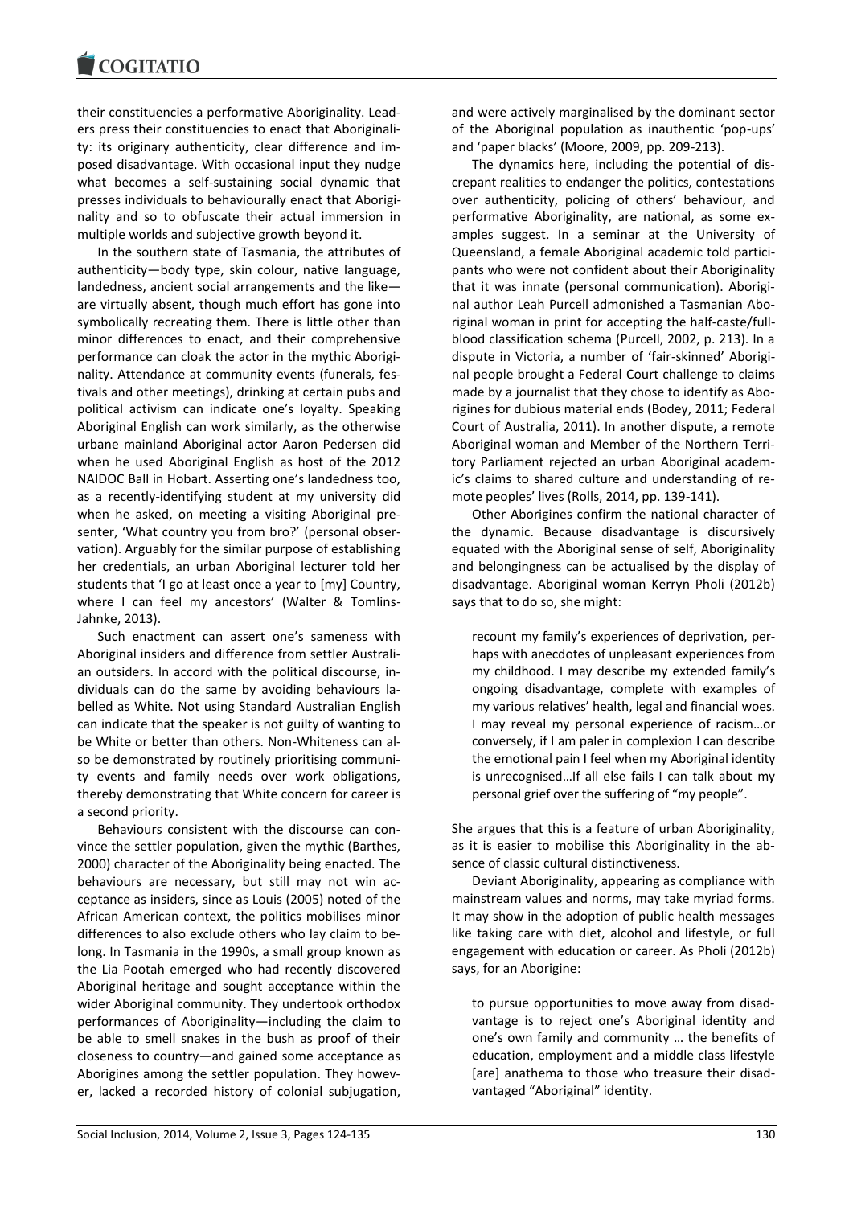their constituencies a performative Aboriginality. Leaders press their constituencies to enact that Aboriginality: its originary authenticity, clear difference and imposed disadvantage. With occasional input they nudge what becomes a self-sustaining social dynamic that presses individuals to behaviourally enact that Aboriginality and so to obfuscate their actual immersion in multiple worlds and subjective growth beyond it.

In the southern state of Tasmania, the attributes of authenticity—body type, skin colour, native language, landedness, ancient social arrangements and the like—are virtually absent, though much effort has gone into symbolically recreating them. There is little other than minor differences to enact, and their comprehensive performance can cloak the actor in the mythic Aboriginality. Attendance at community events (funerals, festivals and other meetings), drinking at certain pubs and political activism can indicate one's loyalty. Speaking Aboriginal English can work similarly, as the otherwise urbane mainland Aboriginal actor Aaron Pedersen did when he used Aboriginal English as host of the 2012 NAIDOC Ball in Hobart. Asserting one's landedness too, as a recently-identifying student at my university did when he asked, on meeting a visiting Aboriginal presenter, 'What country you from bro?' (personal observation). Arguably for the similar purpose of establishing her credentials, an urban Aboriginal lecturer told her students that 'I go at least once a year to [my] Country, where I can feel my ancestors' (Walter & Tomlins-Jahnke, 2013).

Such enactment can assert one's sameness with Aboriginal insiders and difference from settler Australian outsiders. In accord with the political discourse, individuals can do the same by avoiding behaviours labelled as White. Not using Standard Australian English can indicate that the speaker is not guilty of wanting to be White or better than others. Non-Whiteness can also be demonstrated by routinely prioritising community events and family needs over work obligations, thereby demonstrating that White concern for career is a second priority.

Behaviours consistent with the discourse can convince the settler population, given the mythic (Barthes, 2000) character of the Aboriginality being enacted. The behaviours are necessary, but still may not win acceptance as insiders, since as Louis (2005) noted of the African American context, the politics mobilises minor differences to also exclude others who lay claim to belong. In Tasmania in the 1990s, a small group known as the Lia Pootah emerged who had recently discovered Aboriginal heritage and sought acceptance within the wider Aboriginal community. They undertook orthodox performances of Aboriginality—including the claim to be able to smell snakes in the bush as proof of their closeness to country—and gained some acceptance as Aborigines among the settler population. They however, lacked a recorded history of colonial subjugation, and were actively marginalised by the dominant sector of the Aboriginal population as inauthentic 'pop-ups' and 'paper blacks' (Moore, 2009, pp. 209-213).

The dynamics here, including the potential of discrepant realities to endanger the politics, contestations over authenticity, policing of others' behaviour, and performative Aboriginality, are national, as some examples suggest. In a seminar at the University of Queensland, a female Aboriginal academic told participants who were not confident about their Aboriginality that it was innate (personal communication). Aboriginal author Leah Purcell admonished a Tasmanian Aboriginal woman in print for accepting the half-caste/full-blood classification schema (Purcell, 2002, p. 213). In a dispute in Victoria, a number of 'fair-skinned' Aboriginal people brought a Federal Court challenge to claims made by a journalist that they chose to identify as Aborigines for dubious material ends (Bodey, 2011; Federal Court of Australia, 2011). In another dispute, a remote Aboriginal woman and Member of the Northern Territory Parliament rejected an urban Aboriginal academic's claims to shared culture and understanding of remote peoples' lives (Rolls, 2014, pp. 139-141).

Other Aborigines confirm the national character of the dynamic. Because disadvantage is discursively equated with the Aboriginal sense of self, Aboriginality and belongingness can be actualised by the display of disadvantage. Aboriginal woman Kerryn Pholi (2012b) says that to do so, she might:

> recount my family's experiences of deprivation, perhaps with anecdotes of unpleasant experiences from my childhood. I may describe my extended family's ongoing disadvantage, complete with examples of my various relatives' health, legal and financial woes. I may reveal my personal experience of racism…or conversely, if I am paler in complexion I can describe the emotional pain I feel when my Aboriginal identity is unrecognised…If all else fails I can talk about my personal grief over the suffering of "my people".

She argues that this is a feature of urban Aboriginality, as it is easier to mobilise this Aboriginality in the absence of classic cultural distinctiveness.

Deviant Aboriginality, appearing as compliance with mainstream values and norms, may take myriad forms. It may show in the adoption of public health messages like taking care with diet, alcohol and lifestyle, or full engagement with education or career. As Pholi (2012b) says, for an Aborigine:

> to pursue opportunities to move away from disadvantage is to reject one's Aboriginal identity and one's own family and community … the benefits of education, employment and a middle class lifestyle [are] anathema to those who treasure their disadvantaged "Aboriginal" identity.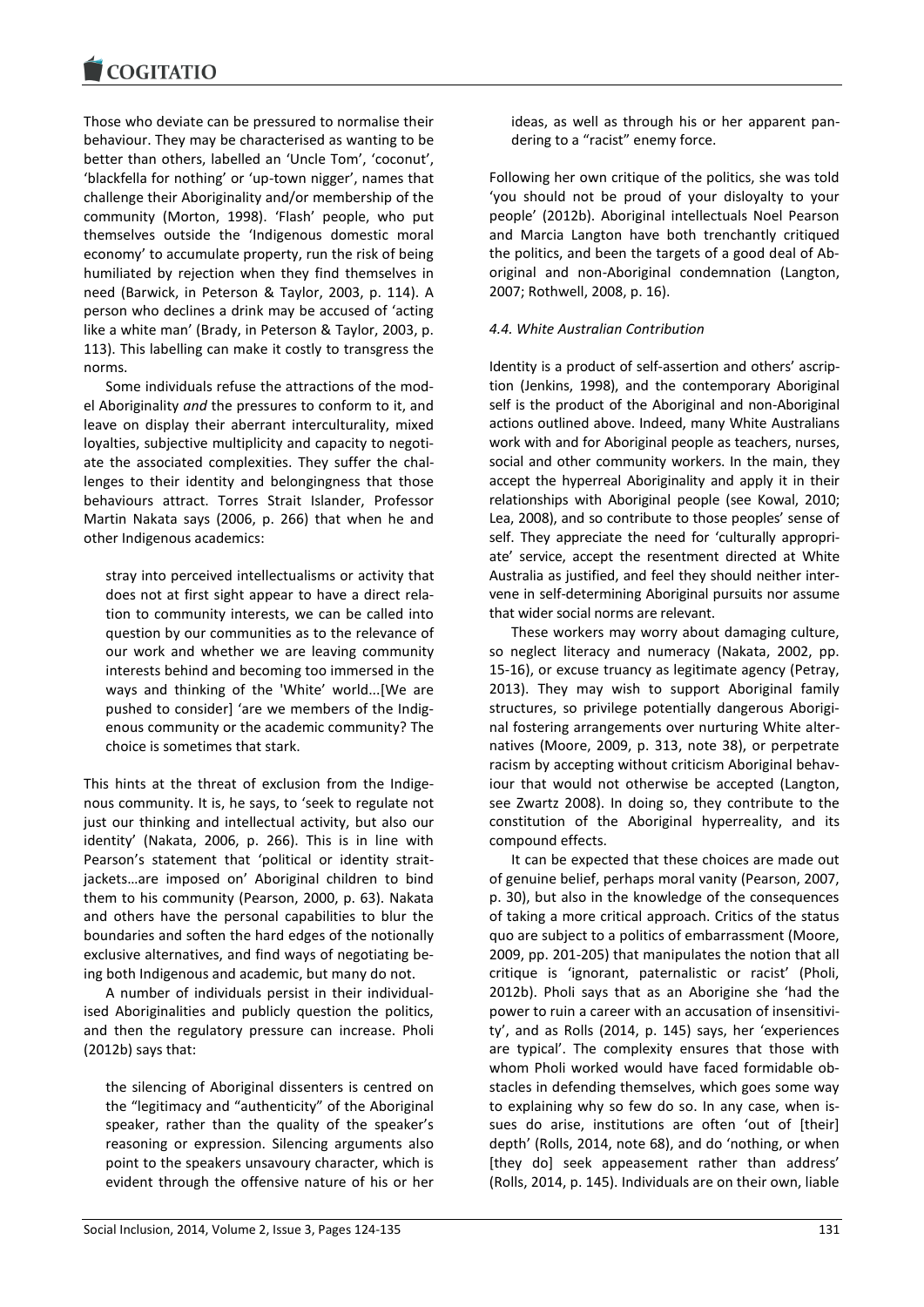Those who deviate can be pressured to normalise their behaviour. They may be characterised as wanting to be better than others, labelled an 'Uncle Tom', 'coconut', 'blackfella for nothing' or 'up-town nigger', names that challenge their Aboriginality and/or membership of the community (Morton, 1998). 'Flash' people, who put themselves outside the 'Indigenous domestic moral economy' to accumulate property, run the risk of being humiliated by rejection when they find themselves in need (Barwick, in Peterson & Taylor, 2003, p. 114). A person who declines a drink may be accused of 'acting like a white man' (Brady, in Peterson & Taylor, 2003, p. 113). This labelling can make it costly to transgress the norms.

Some individuals refuse the attractions of the model Aboriginality *and* the pressures to conform to it, and leave on display their aberrant interculturality, mixed loyalties, subjective multiplicity and capacity to negotiate the associated complexities. They suffer the challenges to their identity and belongingness that those behaviours attract. Torres Strait Islander, Professor Martin Nakata says (2006, p. 266) that when he and other Indigenous academics:

> stray into perceived intellectualisms or activity that does not at first sight appear to have a direct relation to community interests, we can be called into question by our communities as to the relevance of our work and whether we are leaving community interests behind and becoming too immersed in the ways and thinking of the 'White' world...[We are pushed to consider] 'are we members of the Indigenous community or the academic community? The choice is sometimes that stark.

This hints at the threat of exclusion from the Indigenous community. It is, he says, to 'seek to regulate not just our thinking and intellectual activity, but also our identity' (Nakata, 2006, p. 266). This is in line with Pearson's statement that 'political or identity straitjackets…are imposed on' Aboriginal children to bind them to his community (Pearson, 2000, p. 63). Nakata and others have the personal capabilities to blur the boundaries and soften the hard edges of the notionally exclusive alternatives, and find ways of negotiating being both Indigenous and academic, but many do not.

A number of individuals persist in their individualised Aboriginalities and publicly question the politics, and then the regulatory pressure can increase. Pholi (2012b) says that:

> the silencing of Aboriginal dissenters is centred on the "legitimacy and "authenticity" of the Aboriginal speaker, rather than the quality of the speaker's reasoning or expression. Silencing arguments also point to the speakers unsavoury character, which is evident through the offensive nature of his or her ideas, as well as through his or her apparent pandering to a "racist" enemy force.

Following her own critique of the politics, she was told 'you should not be proud of your disloyalty to your people' (2012b). Aboriginal intellectuals Noel Pearson and Marcia Langton have both trenchantly critiqued the politics, and been the targets of a good deal of Aboriginal and non-Aboriginal condemnation (Langton, 2007; Rothwell, 2008, p. 16).

### 4.4. White Australian Contribution

Identity is a product of self-assertion and others' ascription (Jenkins, 1998), and the contemporary Aboriginal self is the product of the Aboriginal and non-Aboriginal actions outlined above. Indeed, many White Australians work with and for Aboriginal people as teachers, nurses, social and other community workers. In the main, they accept the hyperreal Aboriginality and apply it in their relationships with Aboriginal people (see Kowal, 2010; Lea, 2008), and so contribute to those peoples' sense of self. They appreciate the need for 'culturally appropriate' service, accept the resentment directed at White Australia as justified, and feel they should neither intervene in self-determining Aboriginal pursuits nor assume that wider social norms are relevant.

These workers may worry about damaging culture, so neglect literacy and numeracy (Nakata, 2002, pp. 15-16), or excuse truancy as legitimate agency (Petray, 2013). They may wish to support Aboriginal family structures, so privilege potentially dangerous Aboriginal fostering arrangements over nurturing White alternatives (Moore, 2009, p. 313, note 38), or perpetrate racism by accepting without criticism Aboriginal behaviour that would not otherwise be accepted (Langton, see Zwartz 2008). In doing so, they contribute to the constitution of the Aboriginal hyperreality, and its compound effects.

It can be expected that these choices are made out of genuine belief, perhaps moral vanity (Pearson, 2007, p. 30), but also in the knowledge of the consequences of taking a more critical approach. Critics of the status quo are subject to a politics of embarrassment (Moore, 2009, pp. 201-205) that manipulates the notion that all critique is 'ignorant, paternalistic or racist' (Pholi, 2012b). Pholi says that as an Aborigine she 'had the power to ruin a career with an accusation of insensitivity', and as Rolls (2014, p. 145) says, her 'experiences are typical'. The complexity ensures that those with whom Pholi worked would have faced formidable obstacles in defending themselves, which goes some way to explaining why so few do so. In any case, when issues do arise, institutions are often 'out of [their] depth' (Rolls, 2014, note 68), and do 'nothing, or when [they do] seek appeasement rather than address' (Rolls, 2014, p. 145). Individuals are on their own, liable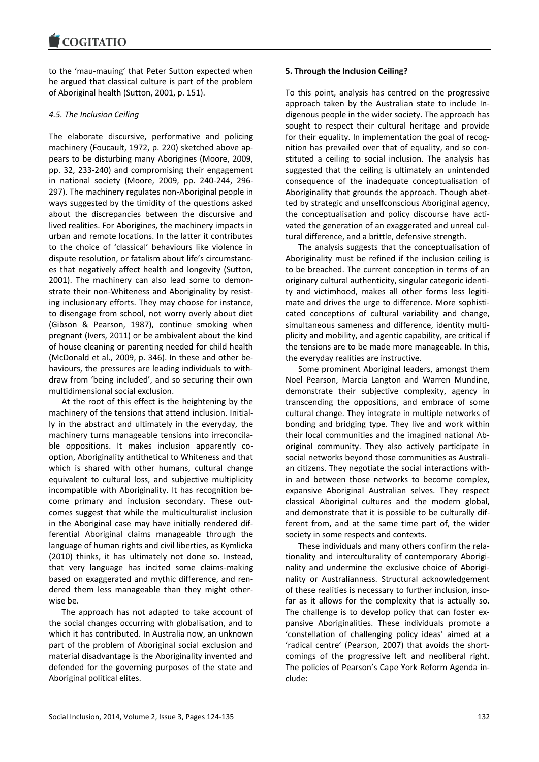to the 'mau-mauing' that Peter Sutton expected when he argued that classical culture is part of the problem of Aboriginal health (Sutton, 2001, p. 151).

### *4.5. The Inclusion Ceiling*

The elaborate discursive, performative and policing machinery (Foucault, 1972, p. 220) sketched above appears to be disturbing many Aborigines (Moore, 2009, pp. 32, 233-240) and compromising their engagement in national society (Moore, 2009, pp. 240-244, 296-297). The machinery regulates non-Aboriginal people in ways suggested by the timidity of the questions asked about the discrepancies between the discursive and lived realities. For Aborigines, the machinery impacts in urban and remote locations. In the latter it contributes to the choice of 'classical' behaviours like violence in dispute resolution, or fatalism about life's circumstances that negatively affect health and longevity (Sutton, 2001). The machinery can also lead some to demonstrate their non-Whiteness and Aboriginality by resisting inclusionary efforts. They may choose for instance, to disengage from school, not worry overly about diet (Gibson & Pearson, 1987), continue smoking when pregnant (Ivers, 2011) or be ambivalent about the kind of house cleaning or parenting needed for child health (McDonald et al., 2009, p. 346). In these and other behaviours, the pressures are leading individuals to withdraw from 'being included', and so securing their own multidimensional social exclusion.

At the root of this effect is the heightening by the machinery of the tensions that attend inclusion. Initially in the abstract and ultimately in the everyday, the machinery turns manageable tensions into irreconcilable oppositions. It makes inclusion apparently co-option, Aboriginality antithetical to Whiteness and that which is shared with other humans, cultural change equivalent to cultural loss, and subjective multiplicity incompatible with Aboriginality. It has recognition become primary and inclusion secondary. These outcomes suggest that while the multiculturalist inclusion in the Aboriginal case may have initially rendered differential Aboriginal claims manageable through the language of human rights and civil liberties, as Kymlicka (2010) thinks, it has ultimately not done so. Instead, that very language has incited some claims-making based on exaggerated and mythic difference, and rendered them less manageable than they might otherwise be.

The approach has not adapted to take account of the social changes occurring with globalisation, and to which it has contributed. In Australia now, an unknown part of the problem of Aboriginal social exclusion and material disadvantage is the Aboriginality invented and defended for the governing purposes of the state and Aboriginal political elites.

## 5. Through the Inclusion Ceiling?

To this point, analysis has centred on the progressive approach taken by the Australian state to include Indigenous people in the wider society. The approach has sought to respect their cultural heritage and provide for their equality. In implementation the goal of recognition has prevailed over that of equality, and so constituted a ceiling to social inclusion. The analysis has suggested that the ceiling is ultimately an unintended consequence of the inadequate conceptualisation of Aboriginality that grounds the approach. Though abetted by strategic and unselfconscious Aboriginal agency, the conceptualisation and policy discourse have activated the generation of an exaggerated and unreal cultural difference, and a brittle, defensive strength.

The analysis suggests that the conceptualisation of Aboriginality must be refined if the inclusion ceiling is to be breached. The current conception in terms of an originary cultural authenticity, singular categoric identity and victimhood, makes all other forms less legitimate and drives the urge to difference. More sophisticated conceptions of cultural variability and change, simultaneous sameness and difference, identity multiplicity and mobility, and agentic capability, are critical if the tensions are to be made more manageable. In this, the everyday realities are instructive.

Some prominent Aboriginal leaders, amongst them Noel Pearson, Marcia Langton and Warren Mundine, demonstrate their subjective complexity, agency in transcending the oppositions, and embrace of some cultural change. They integrate in multiple networks of bonding and bridging type. They live and work within their local communities and the imagined national Aboriginal community. They also actively participate in social networks beyond those communities as Australian citizens. They negotiate the social interactions within and between those networks to become complex, expansive Aboriginal Australian selves. They respect classical Aboriginal cultures and the modern global, and demonstrate that it is possible to be culturally different from, and at the same time part of, the wider society in some respects and contexts.

These individuals and many others confirm the relationality and interculturality of contemporary Aboriginality and undermine the exclusive choice of Aboriginality or Australianness. Structural acknowledgement of these realities is necessary to further inclusion, insofar as it allows for the complexity that is actually so. The challenge is to develop policy that can foster expansive Aboriginalities. These individuals promote a 'constellation of challenging policy ideas' aimed at a 'radical centre' (Pearson, 2007) that avoids the shortcomings of the progressive left and neoliberal right. The policies of Pearson's Cape York Reform Agenda include: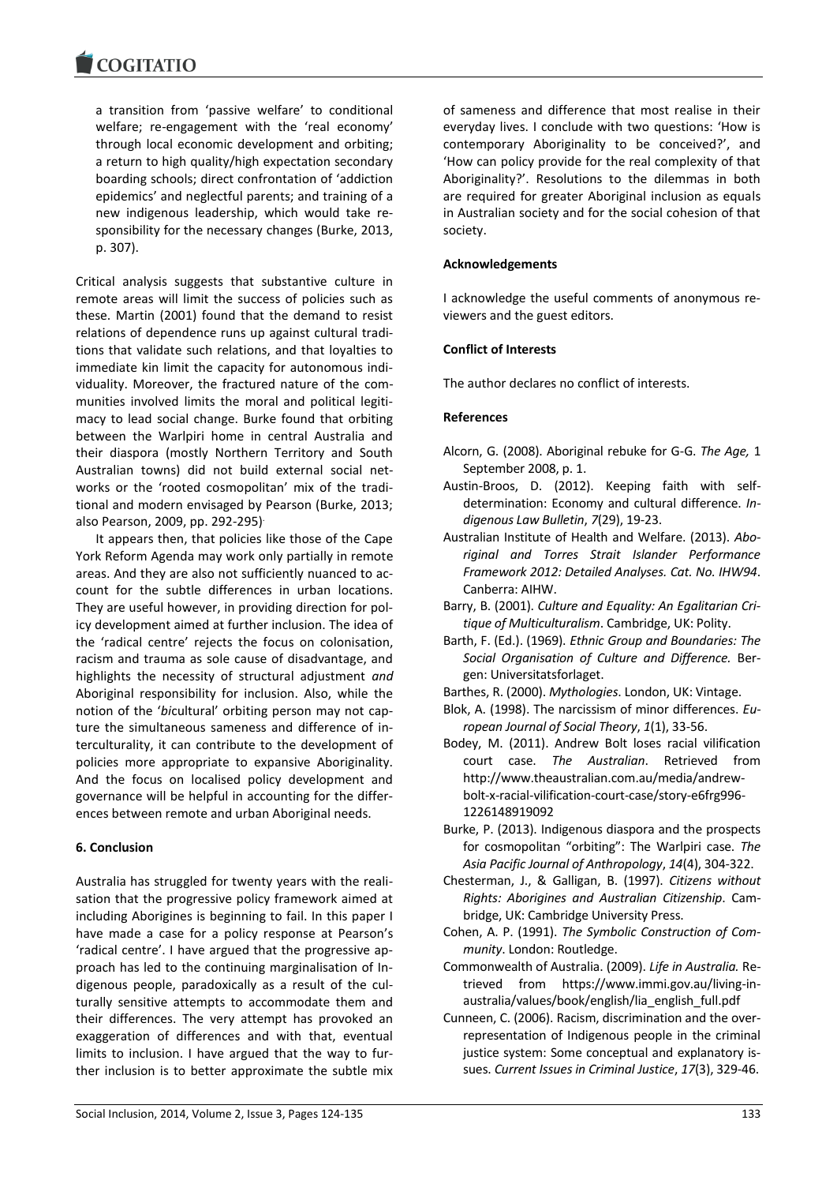a transition from 'passive welfare' to conditional welfare; re-engagement with the 'real economy' through local economic development and orbiting; a return to high quality/high expectation secondary boarding schools; direct confrontation of 'addiction epidemics' and neglectful parents; and training of a new indigenous leadership, which would take responsibility for the necessary changes (Burke, 2013, p. 307).

Critical analysis suggests that substantive culture in remote areas will limit the success of policies such as these. Martin (2001) found that the demand to resist relations of dependence runs up against cultural traditions that validate such relations, and that loyalties to immediate kin limit the capacity for autonomous individuality. Moreover, the fractured nature of the communities involved limits the moral and political legitimacy to lead social change. Burke found that orbiting between the Warlpiri home in central Australia and their diaspora (mostly Northern Territory and South Australian towns) did not build external social networks or the 'rooted cosmopolitan' mix of the traditional and modern envisaged by Pearson (Burke, 2013; also Pearson, 2009, pp. 292-295).

It appears then, that policies like those of the Cape York Reform Agenda may work only partially in remote areas. And they are also not sufficiently nuanced to account for the subtle differences in urban locations. They are useful however, in providing direction for policy development aimed at further inclusion. The idea of the 'radical centre' rejects the focus on colonisation, racism and trauma as sole cause of disadvantage, and highlights the necessity of structural adjustment *and* Aboriginal responsibility for inclusion. Also, while the notion of the '*bi*cultural' orbiting person may not capture the simultaneous sameness and difference of interculturality, it can contribute to the development of policies more appropriate to expansive Aboriginality. And the focus on localised policy development and governance will be helpful in accounting for the differences between remote and urban Aboriginal needs.

## 6. Conclusion

Australia has struggled for twenty years with the realisation that the progressive policy framework aimed at including Aborigines is beginning to fail. In this paper I have made a case for a policy response at Pearson's 'radical centre'. I have argued that the progressive approach has led to the continuing marginalisation of Indigenous people, paradoxically as a result of the culturally sensitive attempts to accommodate them and their differences. The very attempt has provoked an exaggeration of differences and with that, eventual limits to inclusion. I have argued that the way to further inclusion is to better approximate the subtle mix of sameness and difference that most realise in their everyday lives. I conclude with two questions: 'How is contemporary Aboriginality to be conceived?', and 'How can policy provide for the real complexity of that Aboriginality?'. Resolutions to the dilemmas in both are required for greater Aboriginal inclusion as equals in Australian society and for the social cohesion of that society.

**Acknowledgements**

I acknowledge the useful comments of anonymous reviewers and the guest editors.

**Conflict of Interests**

The author declares no conflict of interests.

**References**

Alcorn, G. (2008). Aboriginal rebuke for G-G. *The Age,* 1 September 2008, p. 1.

Austin-Broos, D. (2012). Keeping faith with self-determination: Economy and cultural difference. *Indigenous Law Bulletin*, *7*(29), 19-23.

Australian Institute of Health and Welfare. (2013). *Aboriginal and Torres Strait Islander Performance Framework 2012: Detailed Analyses. Cat. No. IHW94*. Canberra: AIHW.

Barry, B. (2001). *Culture and Equality: An Egalitarian Critique of Multiculturalism*. Cambridge, UK: Polity.

Barth, F. (Ed.). (1969). *Ethnic Group and Boundaries: The Social Organisation of Culture and Difference.* Bergen: Universitatsforlaget.

Barthes, R. (2000). *Mythologies*. London, UK: Vintage.

Blok, A. (1998). The narcissism of minor differences. *European Journal of Social Theory*, *1*(1), 33-56.

Bodey, M. (2011). Andrew Bolt loses racial vilification court case. *The Australian*. Retrieved from http://www.theaustralian.com.au/media/andrew-bolt-x-racial-vilification-court-case/story-e6frg996-1226148919092

Burke, P. (2013). Indigenous diaspora and the prospects for cosmopolitan "orbiting": The Warlpiri case. *The Asia Pacific Journal of Anthropology*, *14*(4), 304-322.

Chesterman, J., & Galligan, B. (1997). *Citizens without Rights: Aborigines and Australian Citizenship*. Cambridge, UK: Cambridge University Press.

Cohen, A. P. (1991). *The Symbolic Construction of Community*. London: Routledge.

Commonwealth of Australia. (2009). *Life in Australia.* Retrieved from https://www.immi.gov.au/living-in-australia/values/book/english/lia_english_full.pdf

Cunneen, C. (2006). Racism, discrimination and the over-representation of Indigenous people in the criminal justice system: Some conceptual and explanatory issues. *Current Issues in Criminal Justice*, *17*(3), 329-46.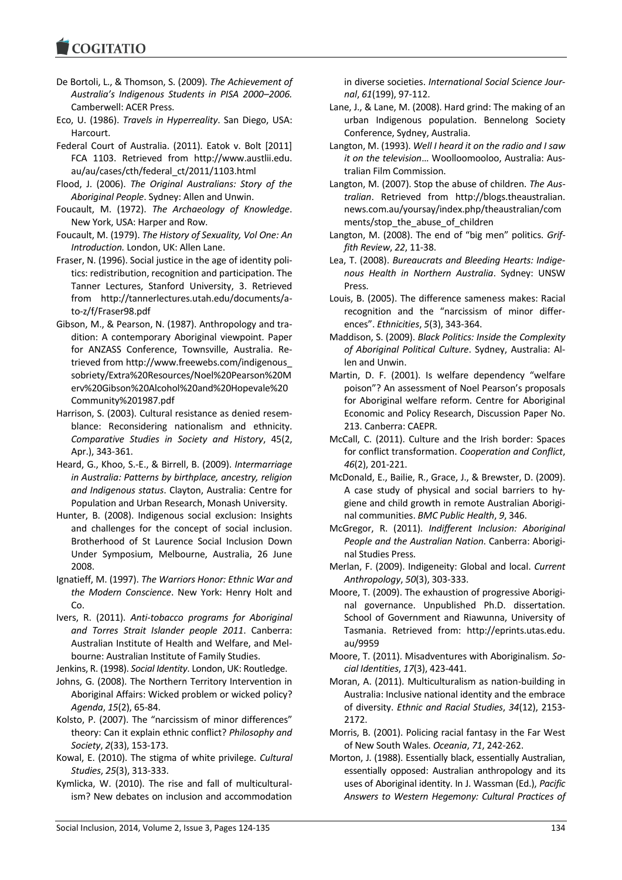De Bortoli, L., & Thomson, S. (2009). *The Achievement of Australia's Indigenous Students in PISA 2000–2006.* Camberwell: ACER Press.

Eco, U. (1986). *Travels in Hyperreality*. San Diego, USA: Harcourt.

Federal Court of Australia. (2011). Eatok v. Bolt [2011] FCA 1103. Retrieved from http://www.austlii.edu.au/au/cases/cth/federal_ct/2011/1103.html

Flood, J. (2006). *The Original Australians: Story of the Aboriginal People*. Sydney: Allen and Unwin.

Foucault, M. (1972). *The Archaeology of Knowledge*. New York, USA: Harper and Row.

Foucault, M. (1979). *The History of Sexuality, Vol One: An Introduction.* London, UK: Allen Lane.

Fraser, N. (1996). Social justice in the age of identity politics: redistribution, recognition and participation. The Tanner Lectures, Stanford University, 3. Retrieved from http://tannerlectures.utah.edu/documents/a-to-z/f/Fraser98.pdf

Gibson, M., & Pearson, N. (1987). Anthropology and tradition: A contemporary Aboriginal viewpoint. Paper for ANZASS Conference, Townsville, Australia. Retrieved from http://www.freewebs.com/indigenous_sobriety/Extra%20Resources/Noel%20Pearson%20Merv%20Gibson%20Alcohol%20and%20Hopevale%20Community%201987.pdf

Harrison, S. (2003). Cultural resistance as denied resemblance: Reconsidering nationalism and ethnicity. *Comparative Studies in Society and History*, 45(2, Apr.), 343-361.

Heard, G., Khoo, S.-E., & Birrell, B. (2009). *Intermarriage in Australia: Patterns by birthplace, ancestry, religion and Indigenous status*. Clayton, Australia: Centre for Population and Urban Research, Monash University.

Hunter, B. (2008). Indigenous social exclusion: Insights and challenges for the concept of social inclusion. Brotherhood of St Laurence Social Inclusion Down Under Symposium, Melbourne, Australia, 26 June 2008.

Ignatieff, M. (1997). *The Warriors Honor: Ethnic War and the Modern Conscience*. New York: Henry Holt and Co.

Ivers, R. (2011). *Anti-tobacco programs for Aboriginal and Torres Strait Islander people 2011*. Canberra: Australian Institute of Health and Welfare, and Melbourne: Australian Institute of Family Studies.

Jenkins, R. (1998). *Social Identity*. London, UK: Routledge.

Johns, G. (2008). The Northern Territory Intervention in Aboriginal Affairs: Wicked problem or wicked policy? *Agenda*, *15*(2), 65-84.

Kolsto, P. (2007). The "narcissism of minor differences" theory: Can it explain ethnic conflict? *Philosophy and Society*, *2*(33), 153-173.

Kowal, E. (2010). The stigma of white privilege. *Cultural Studies*, *25*(3), 313-333.

Kymlicka, W. (2010). The rise and fall of multiculturalism? New debates on inclusion and accommodation in diverse societies. *International Social Science Journal*, *61*(199), 97-112.

Lane, J., & Lane, M. (2008). Hard grind: The making of an urban Indigenous population. Bennelong Society Conference, Sydney, Australia.

Langton, M. (1993). *Well I heard it on the radio and I saw it on the television*… Woolloomooloo, Australia: Australian Film Commission.

Langton, M. (2007). Stop the abuse of children. *The Australian*. Retrieved from http://blogs.theaustralian.news.com.au/yoursay/index.php/theaustralian/comments/stop_the_abuse_of_children

Langton, M. (2008). The end of "big men" politics. *Griffith Review*, *22*, 11-38.

Lea, T. (2008). *Bureaucrats and Bleeding Hearts: Indigenous Health in Northern Australia*. Sydney: UNSW Press.

Louis, B. (2005). The difference sameness makes: Racial recognition and the "narcissism of minor differences". *Ethnicities*, *5*(3), 343-364.

Maddison, S. (2009). *Black Politics: Inside the Complexity of Aboriginal Political Culture*. Sydney, Australia: Allen and Unwin.

Martin, D. F. (2001). Is welfare dependency "welfare poison"? An assessment of Noel Pearson's proposals for Aboriginal welfare reform. Centre for Aboriginal Economic and Policy Research, Discussion Paper No. 213. Canberra: CAEPR.

McCall, C. (2011). Culture and the Irish border: Spaces for conflict transformation. *Cooperation and Conflict*, *46*(2), 201-221.

McDonald, E., Bailie, R., Grace, J., & Brewster, D. (2009). A case study of physical and social barriers to hygiene and child growth in remote Australian Aboriginal communities. *BMC Public Health*, *9*, 346.

McGregor, R. (2011). *Indifferent Inclusion: Aboriginal People and the Australian Nation*. Canberra: Aboriginal Studies Press.

Merlan, F. (2009). Indigeneity: Global and local. *Current Anthropology*, *50*(3), 303-333.

Moore, T. (2009). The exhaustion of progressive Aboriginal governance. Unpublished Ph.D. dissertation. School of Government and Riawunna, University of Tasmania. Retrieved from: http://eprints.utas.edu.au/9959

Moore, T. (2011). Misadventures with Aboriginalism. *Social Identities*, *17*(3), 423-441.

Moran, A. (2011). Multiculturalism as nation-building in Australia: Inclusive national identity and the embrace of diversity. *Ethnic and Racial Studies*, *34*(12), 2153-2172.

Morris, B. (2001). Policing racial fantasy in the Far West of New South Wales. *Oceania*, *71*, 242-262.

Morton, J. (1988). Essentially black, essentially Australian, essentially opposed: Australian anthropology and its uses of Aboriginal identity. In J. Wassman (Ed.), *Pacific Answers to Western Hegemony: Cultural Practices of*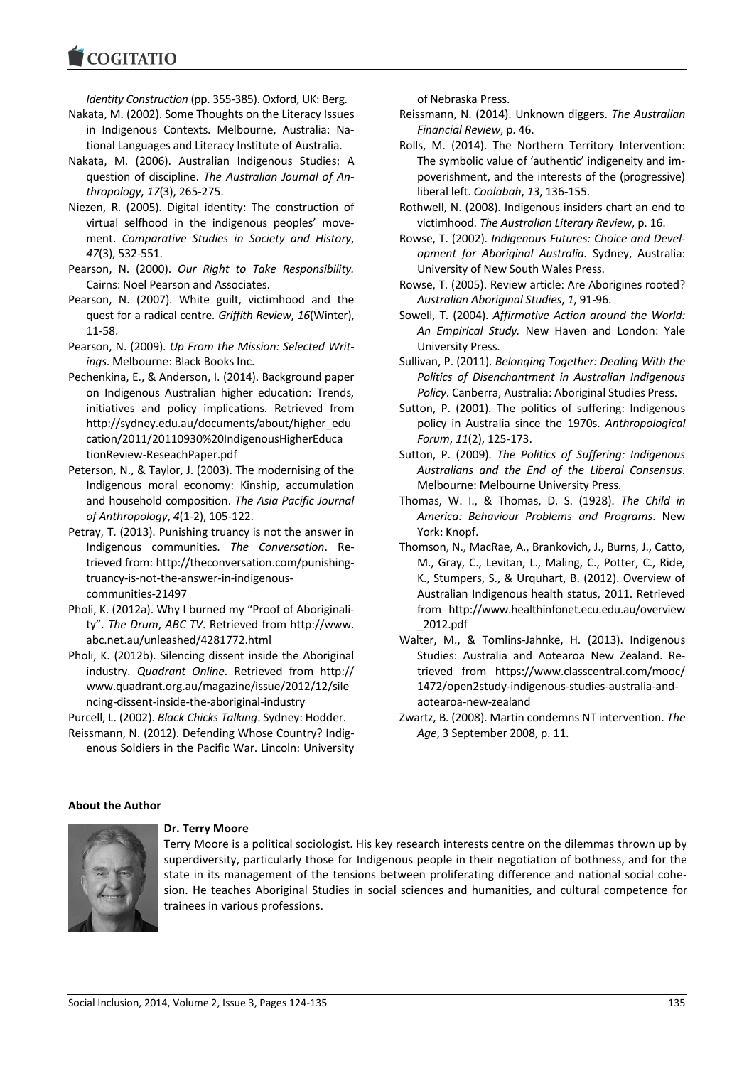*Identity Construction* (pp. 355-385). Oxford, UK: Berg.

Nakata, M. (2002). Some Thoughts on the Literacy Issues in Indigenous Contexts. Melbourne, Australia: National Languages and Literacy Institute of Australia.

Nakata, M. (2006). Australian Indigenous Studies: A question of discipline. *The Australian Journal of Anthropology*, *17*(3), 265-275.

Niezen, R. (2005). Digital identity: The construction of virtual selfhood in the indigenous peoples' movement. *Comparative Studies in Society and History*, *47*(3), 532-551.

Pearson, N. (2000). *Our Right to Take Responsibility.* Cairns: Noel Pearson and Associates.

Pearson, N. (2007). White guilt, victimhood and the quest for a radical centre. *Griffith Review*, *16*(Winter), 11-58.

Pearson, N. (2009). *Up From the Mission: Selected Writings*. Melbourne: Black Books Inc.

Pechenkina, E., & Anderson, I. (2014). Background paper on Indigenous Australian higher education: Trends, initiatives and policy implications. Retrieved from http://sydney.edu.au/documents/about/higher_education/2011/20110930%20IndigenousHigherEducationReview-ReseachPaper.pdf

Peterson, N., & Taylor, J. (2003). The modernising of the Indigenous moral economy: Kinship, accumulation and household composition. *The Asia Pacific Journal of Anthropology*, *4*(1-2), 105-122.

Petray, T. (2013). Punishing truancy is not the answer in Indigenous communities. *The Conversation*. Retrieved from: http://theconversation.com/punishing-truancy-is-not-the-answer-in-indigenous-communities-21497

Pholi, K. (2012a). Why I burned my "Proof of Aboriginality". *The Drum*, *ABC TV*. Retrieved from http://www.abc.net.au/unleashed/4281772.html

Pholi, K. (2012b). Silencing dissent inside the Aboriginal industry. *Quadrant Online*. Retrieved from http://www.quadrant.org.au/magazine/issue/2012/12/silencing-dissent-inside-the-aboriginal-industry

Purcell, L. (2002). *Black Chicks Talking*. Sydney: Hodder.

Reissmann, N. (2012). Defending Whose Country? Indigenous Soldiers in the Pacific War. Lincoln: University of Nebraska Press.

Reissmann, N. (2014). Unknown diggers. *The Australian Financial Review*, p. 46.

Rolls, M. (2014). The Northern Territory Intervention: The symbolic value of 'authentic' indigeneity and impoverishment, and the interests of the (progressive) liberal left. *Coolabah*, *13*, 136-155.

Rothwell, N. (2008). Indigenous insiders chart an end to victimhood. *The Australian Literary Review*, p. 16.

Rowse, T. (2002). *Indigenous Futures: Choice and Development for Aboriginal Australia.* Sydney, Australia: University of New South Wales Press.

Rowse, T. (2005). Review article: Are Aborigines rooted? *Australian Aboriginal Studies*, *1*, 91-96.

Sowell, T. (2004). *Affirmative Action around the World: An Empirical Study.* New Haven and London: Yale University Press.

Sullivan, P. (2011). *Belonging Together: Dealing With the Politics of Disenchantment in Australian Indigenous Policy*. Canberra, Australia: Aboriginal Studies Press.

Sutton, P. (2001). The politics of suffering: Indigenous policy in Australia since the 1970s. *Anthropological Forum*, *11*(2), 125-173.

Sutton, P. (2009). *The Politics of Suffering: Indigenous Australians and the End of the Liberal Consensus*. Melbourne: Melbourne University Press.

Thomas, W. I., & Thomas, D. S. (1928). *The Child in America: Behaviour Problems and Programs*. New York: Knopf.

Thomson, N., MacRae, A., Brankovich, J., Burns, J., Catto, M., Gray, C., Levitan, L., Maling, C., Potter, C., Ride, K., Stumpers, S., & Urquhart, B. (2012). Overview of Australian Indigenous health status, 2011. Retrieved from http://www.healthinfonet.ecu.edu.au/overview_2012.pdf

Walter, M., & Tomlins-Jahnke, H. (2013). Indigenous Studies: Australia and Aotearoa New Zealand. Retrieved from https://www.classcentral.com/mooc/1472/open2study-indigenous-studies-australia-and-aotearoa-new-zealand

Zwartz, B. (2008). Martin condemns NT intervention. *The Age*, 3 September 2008, p. 11.

**About the Author**

**Dr. Terry Moore**

Terry Moore is a political sociologist. His key research interests centre on the dilemmas thrown up by superdiversity, particularly those for Indigenous people in their negotiation of bothness, and for the state in its management of the tensions between proliferating difference and national social cohesion. He teaches Aboriginal Studies in social sciences and humanities, and cultural competence for trainees in various professions.